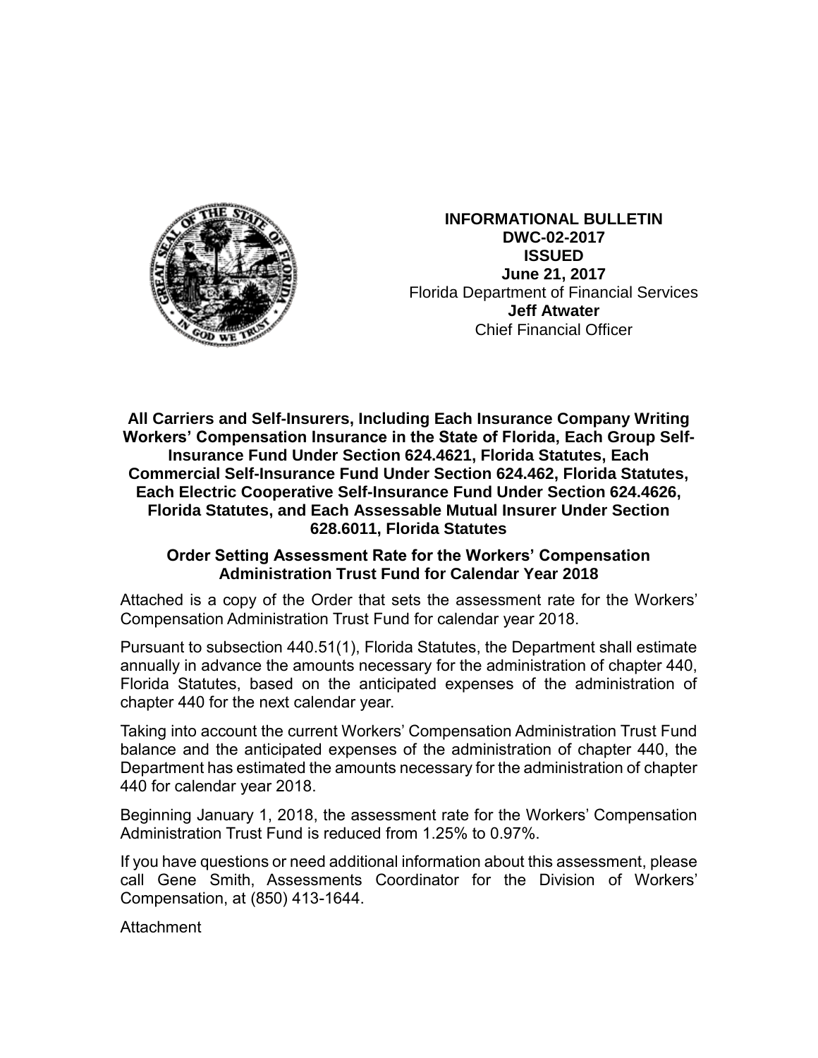**INFORMATIONAL BULLETIN**
**DWC-02-2017**
**ISSUED**
**June 21, 2017**
Florida Department of Financial Services
**Jeff Atwater**
Chief Financial Officer

**All Carriers and Self-Insurers, Including Each Insurance Company Writing Workers' Compensation Insurance in the State of Florida, Each Group Self-Insurance Fund Under Section 624.4621, Florida Statutes, Each Commercial Self-Insurance Fund Under Section 624.462, Florida Statutes, Each Electric Cooperative Self-Insurance Fund Under Section 624.4626, Florida Statutes, and Each Assessable Mutual Insurer Under Section 628.6011, Florida Statutes**

**Order Setting Assessment Rate for the Workers' Compensation Administration Trust Fund for Calendar Year 2018**

Attached is a copy of the Order that sets the assessment rate for the Workers' Compensation Administration Trust Fund for calendar year 2018.

Pursuant to subsection 440.51(1), Florida Statutes, the Department shall estimate annually in advance the amounts necessary for the administration of chapter 440, Florida Statutes, based on the anticipated expenses of the administration of chapter 440 for the next calendar year.

Taking into account the current Workers' Compensation Administration Trust Fund balance and the anticipated expenses of the administration of chapter 440, the Department has estimated the amounts necessary for the administration of chapter 440 for calendar year 2018.

Beginning January 1, 2018, the assessment rate for the Workers' Compensation Administration Trust Fund is reduced from 1.25% to 0.97%.

If you have questions or need additional information about this assessment, please call Gene Smith, Assessments Coordinator for the Division of Workers' Compensation, at (850) 413-1644.

Attachment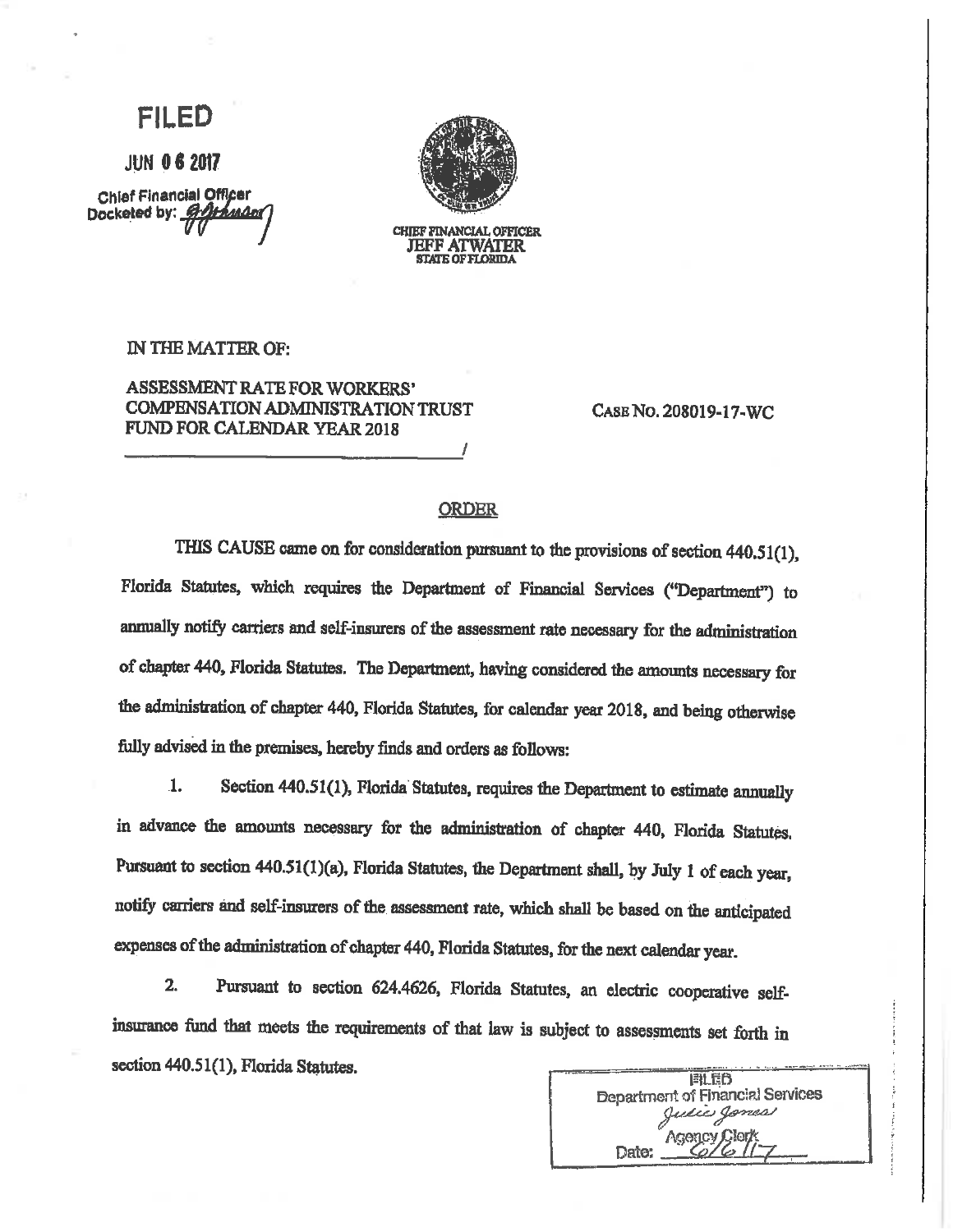**FILED**

**JUN 06 2017**

**Chief Financial Officer**
**Docketed by:** G. Johnson

CHIEF FINANCIAL OFFICER
JEFF ATWATER
STATE OF FLORIDA

IN THE MATTER OF:

ASSESSMENT RATE FOR WORKERS' COMPENSATION ADMINISTRATION TRUST FUND FOR CALENDAR YEAR 2018

CASE NO. 208019-17-WC

## ORDER

THIS CAUSE came on for consideration pursuant to the provisions of section 440.51(1), Florida Statutes, which requires the Department of Financial Services ("Department") to annually notify carriers and self-insurers of the assessment rate necessary for the administration of chapter 440, Florida Statutes. The Department, having considered the amounts necessary for the administration of chapter 440, Florida Statutes, for calendar year 2018, and being otherwise fully advised in the premises, hereby finds and orders as follows:

1. Section 440.51(1), Florida Statutes, requires the Department to estimate annually in advance the amounts necessary for the administration of chapter 440, Florida Statutes. Pursuant to section 440.51(1)(a), Florida Statutes, the Department shall, by July 1 of each year, notify carriers and self-insurers of the assessment rate, which shall be based on the anticipated expenses of the administration of chapter 440, Florida Statutes, for the next calendar year.

2. Pursuant to section 624.4626, Florida Statutes, an electric cooperative self-insurance fund that meets the requirements of that law is subject to assessments set forth in section 440.51(1), Florida Statutes.

FILED
Department of Financial Services
Julie Jones
Agency Clerk
Date: 6/6/17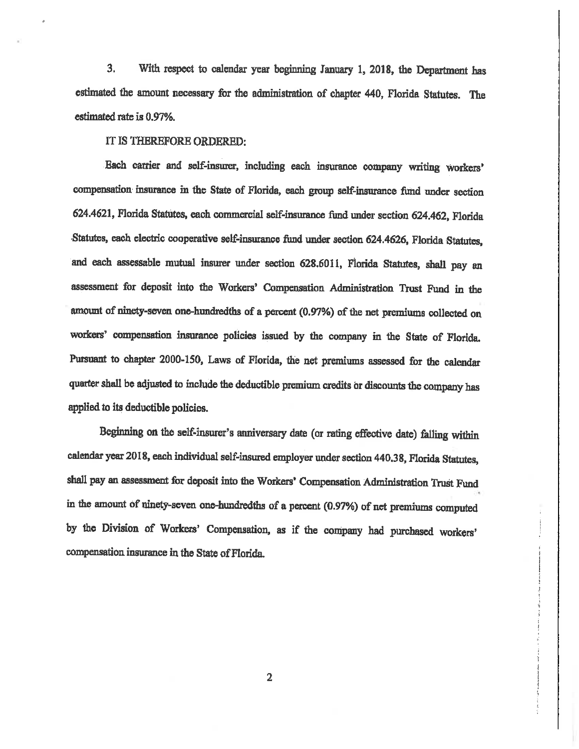3. With respect to calendar year beginning January 1, 2018, the Department has estimated the amount necessary for the administration of chapter 440, Florida Statutes. The estimated rate is 0.97%.

IT IS THEREFORE ORDERED:

Each carrier and self-insurer, including each insurance company writing workers' compensation insurance in the State of Florida, each group self-insurance fund under section 624.4621, Florida Statutes, each commercial self-insurance fund under section 624.462, Florida Statutes, each electric cooperative self-insurance fund under section 624.4626, Florida Statutes, and each assessable mutual insurer under section 628.6011, Florida Statutes, shall pay an assessment for deposit into the Workers' Compensation Administration Trust Fund in the amount of ninety-seven one-hundredths of a percent (0.97%) of the net premiums collected on workers' compensation insurance policies issued by the company in the State of Florida. Pursuant to chapter 2000-150, Laws of Florida, the net premiums assessed for the calendar quarter shall be adjusted to include the deductible premium credits or discounts the company has applied to its deductible policies.

Beginning on the self-insurer's anniversary date (or rating effective date) falling within calendar year 2018, each individual self-insured employer under section 440.38, Florida Statutes, shall pay an assessment for deposit into the Workers' Compensation Administration Trust Fund in the amount of ninety-seven one-hundredths of a percent (0.97%) of net premiums computed by the Division of Workers' Compensation, as if the company had purchased workers' compensation insurance in the State of Florida.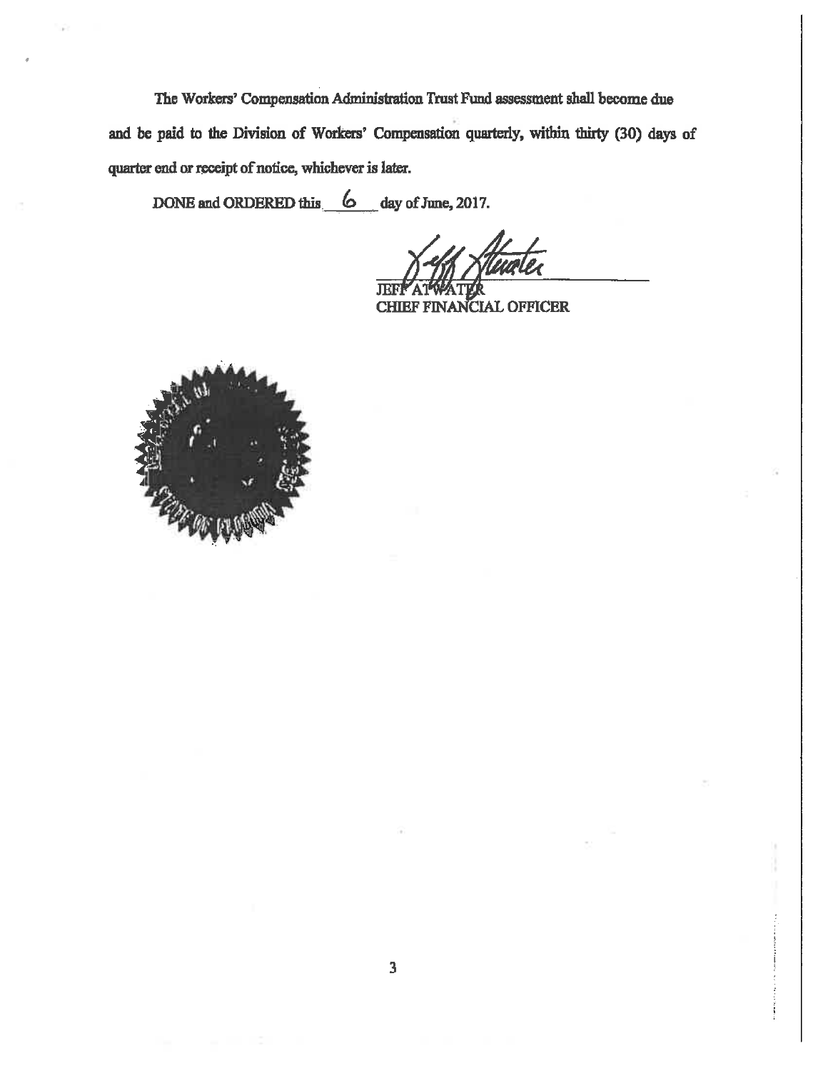The Workers' Compensation Administration Trust Fund assessment shall become due and be paid to the Division of Workers' Compensation quarterly, within thirty (30) days of quarter end or receipt of notice, whichever is later.

DONE and ORDERED this 6 day of June, 2017.

JEFF ATWATER
CHIEF FINANCIAL OFFICER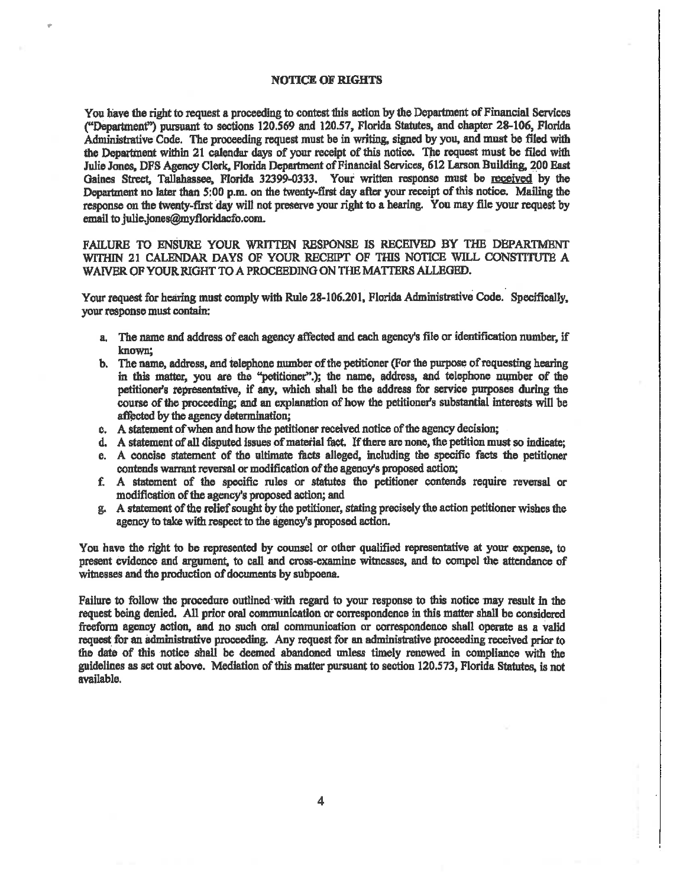## NOTICE OF RIGHTS

You have the right to request a proceeding to contest this action by the Department of Financial Services ("Department") pursuant to sections 120.569 and 120.57, Florida Statutes, and chapter 28-106, Florida Administrative Code. The proceeding request must be in writing, signed by you, and must be filed with the Department within 21 calendar days of your receipt of this notice. The request must be filed with Julie Jones, DFS Agency Clerk, Florida Department of Financial Services, 612 Larson Building, 200 East Gaines Street, Tallahassee, Florida 32399-0333. Your written response must be received by the Department no later than 5:00 p.m. on the twenty-first day after your receipt of this notice. Mailing the response on the twenty-first day will not preserve your right to a hearing. You may file your request by email to julie.jones@myfloridacfo.com.

FAILURE TO ENSURE YOUR WRITTEN RESPONSE IS RECEIVED BY THE DEPARTMENT WITHIN 21 CALENDAR DAYS OF YOUR RECEIPT OF THIS NOTICE WILL CONSTITUTE A WAIVER OF YOUR RIGHT TO A PROCEEDING ON THE MATTERS ALLEGED.

Your request for hearing must comply with Rule 28-106.201, Florida Administrative Code. Specifically, your response must contain:

a. The name and address of each agency affected and each agency's file or identification number, if known;
b. The name, address, and telephone number of the petitioner (For the purpose of requesting hearing in this matter, you are the "petitioner".); the name, address, and telephone number of the petitioner's representative, if any, which shall be the address for service purposes during the course of the proceeding; and an explanation of how the petitioner's substantial interests will be affected by the agency determination;
c. A statement of when and how the petitioner received notice of the agency decision;
d. A statement of all disputed issues of material fact. If there are none, the petition must so indicate;
e. A concise statement of the ultimate facts alleged, including the specific facts the petitioner contends warrant reversal or modification of the agency's proposed action;
f. A statement of the specific rules or statutes the petitioner contends require reversal or modification of the agency's proposed action; and
g. A statement of the relief sought by the petitioner, stating precisely the action petitioner wishes the agency to take with respect to the agency's proposed action.

You have the right to be represented by counsel or other qualified representative at your expense, to present evidence and argument, to call and cross-examine witnesses, and to compel the attendance of witnesses and the production of documents by subpoena.

Failure to follow the procedure outlined with regard to your response to this notice may result in the request being denied. All prior oral communication or correspondence in this matter shall be considered freeform agency action, and no such oral communication or correspondence shall operate as a valid request for an administrative proceeding. Any request for an administrative proceeding received prior to the date of this notice shall be deemed abandoned unless timely renewed in compliance with the guidelines as set out above. Mediation of this matter pursuant to section 120.573, Florida Statutes, is not available.